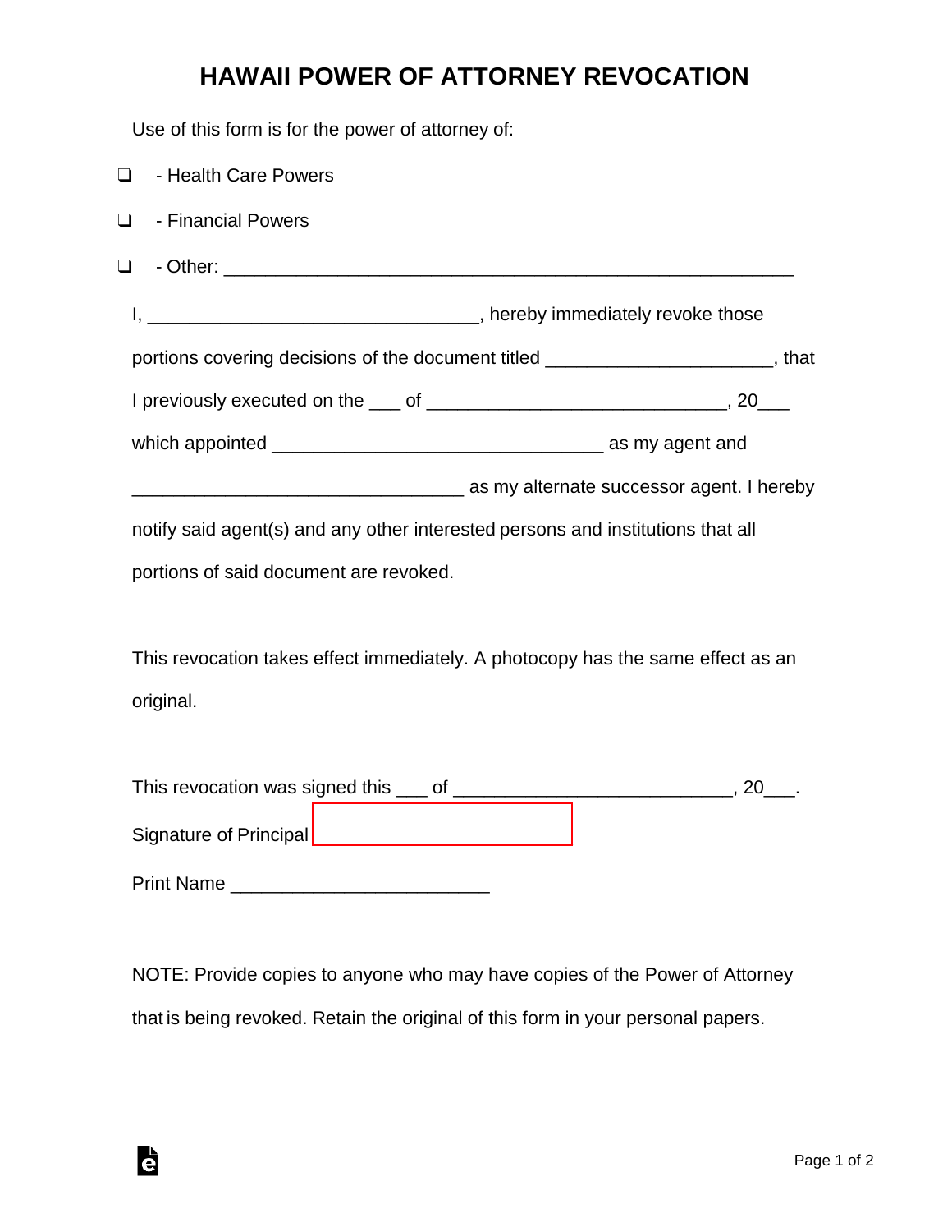# HAWAII POWER OF ATTORNEY REVOCATION

Use of this form is for the power of attorney of:

❑ - Health Care Powers

❑ - Financial Powers

❑ - Other: ________________________________________________________

I, ________________________________, hereby immediately revoke those portions covering decisions of the document titled _____________________, that I previously executed on the ___ of ____________________________, 20___ which appointed ________________________________ as my agent and ________________________________ as my alternate successor agent. I hereby notify said agent(s) and any other interested persons and institutions that all portions of said document are revoked.

This revocation takes effect immediately. A photocopy has the same effect as an original.

This revocation was signed this ___ of __________________________, 20___.

Signature of Principal _________________________

Print Name _________________________

NOTE: Provide copies to anyone who may have copies of the Power of Attorney that is being revoked. Retain the original of this form in your personal papers.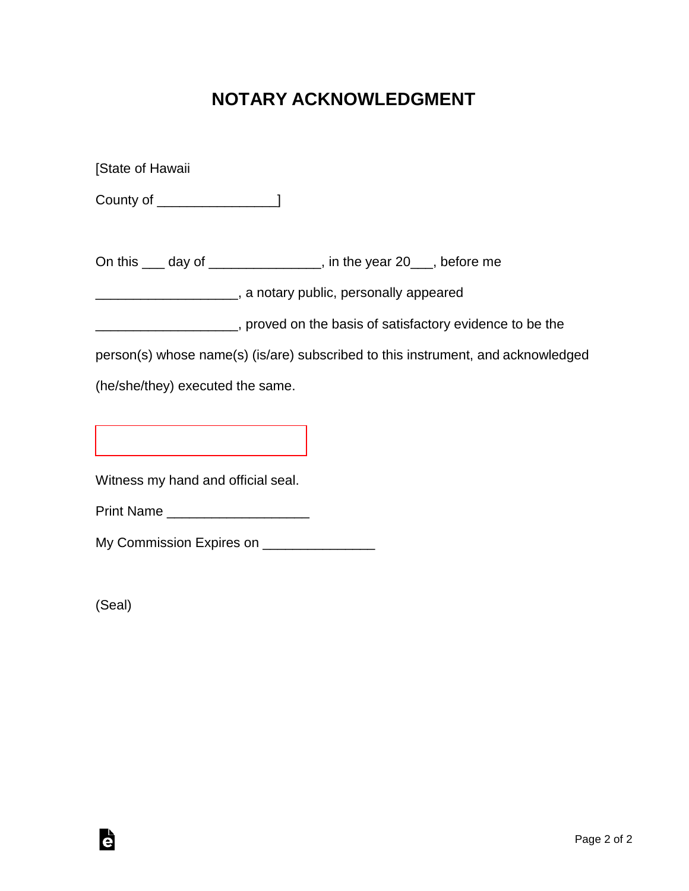# NOTARY ACKNOWLEDGMENT

[State of Hawaii

County of ________________]

On this ___ day of _______________, in the year 20___, before me ___________________, a notary public, personally appeared ___________________, proved on the basis of satisfactory evidence to be the person(s) whose name(s) (is/are) subscribed to this instrument, and acknowledged (he/she/they) executed the same.

Witness my hand and official seal.

Print Name ___________________

My Commission Expires on _______________

(Seal)